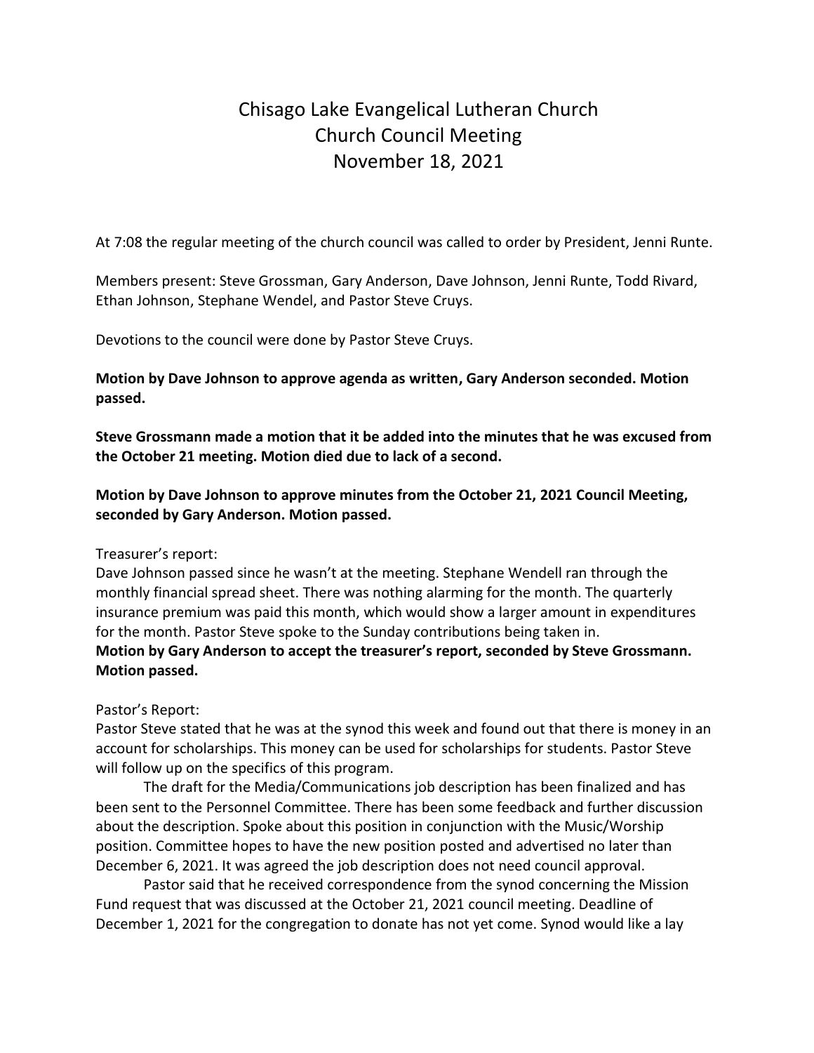# Chisago Lake Evangelical Lutheran Church
## Church Council Meeting
## November 18, 2021

At 7:08 the regular meeting of the church council was called to order by President, Jenni Runte.

Members present: Steve Grossman, Gary Anderson, Dave Johnson, Jenni Runte, Todd Rivard, Ethan Johnson, Stephane Wendel, and Pastor Steve Cruys.

Devotions to the council were done by Pastor Steve Cruys.

**Motion by Dave Johnson to approve agenda as written, Gary Anderson seconded. Motion passed.**

**Steve Grossmann made a motion that it be added into the minutes that he was excused from the October 21 meeting. Motion died due to lack of a second.**

**Motion by Dave Johnson to approve minutes from the October 21, 2021 Council Meeting, seconded by Gary Anderson. Motion passed.**

Treasurer's report:
Dave Johnson passed since he wasn't at the meeting. Stephane Wendell ran through the monthly financial spread sheet. There was nothing alarming for the month. The quarterly insurance premium was paid this month, which would show a larger amount in expenditures for the month. Pastor Steve spoke to the Sunday contributions being taken in.
**Motion by Gary Anderson to accept the treasurer's report, seconded by Steve Grossmann. Motion passed.**

Pastor's Report:
Pastor Steve stated that he was at the synod this week and found out that there is money in an account for scholarships. This money can be used for scholarships for students. Pastor Steve will follow up on the specifics of this program.

The draft for the Media/Communications job description has been finalized and has been sent to the Personnel Committee. There has been some feedback and further discussion about the description. Spoke about this position in conjunction with the Music/Worship position. Committee hopes to have the new position posted and advertised no later than December 6, 2021. It was agreed the job description does not need council approval.

Pastor said that he received correspondence from the synod concerning the Mission Fund request that was discussed at the October 21, 2021 council meeting. Deadline of December 1, 2021 for the congregation to donate has not yet come. Synod would like a lay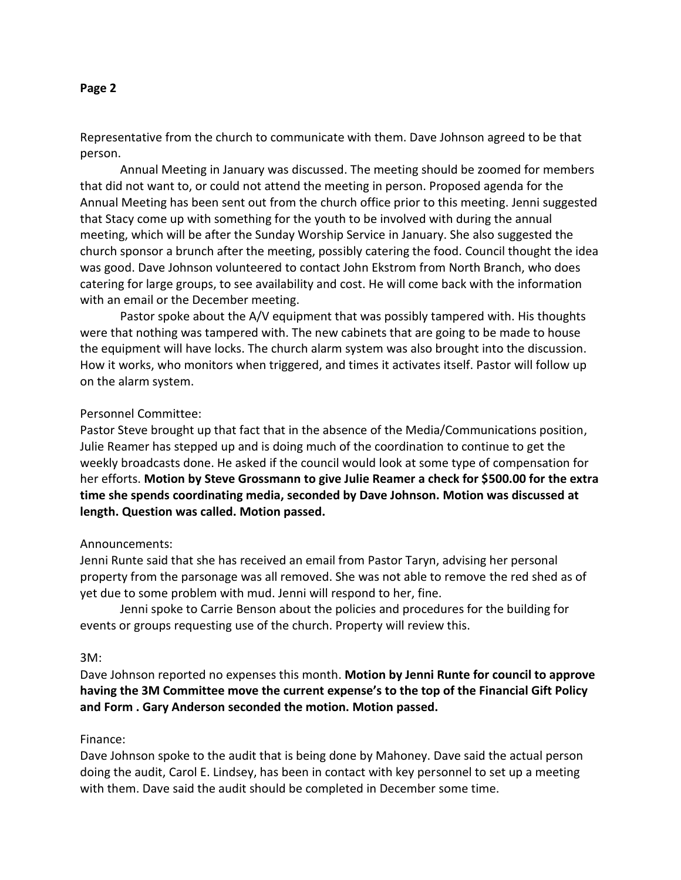Representative from the church to communicate with them. Dave Johnson agreed to be that person.

Annual Meeting in January was discussed. The meeting should be zoomed for members that did not want to, or could not attend the meeting in person. Proposed agenda for the Annual Meeting has been sent out from the church office prior to this meeting. Jenni suggested that Stacy come up with something for the youth to be involved with during the annual meeting, which will be after the Sunday Worship Service in January. She also suggested the church sponsor a brunch after the meeting, possibly catering the food. Council thought the idea was good. Dave Johnson volunteered to contact John Ekstrom from North Branch, who does catering for large groups, to see availability and cost. He will come back with the information with an email or the December meeting.

Pastor spoke about the A/V equipment that was possibly tampered with. His thoughts were that nothing was tampered with. The new cabinets that are going to be made to house the equipment will have locks. The church alarm system was also brought into the discussion. How it works, who monitors when triggered, and times it activates itself. Pastor will follow up on the alarm system.

Personnel Committee:

Pastor Steve brought up that fact that in the absence of the Media/Communications position, Julie Reamer has stepped up and is doing much of the coordination to continue to get the weekly broadcasts done. He asked if the council would look at some type of compensation for her efforts. **Motion by Steve Grossmann to give Julie Reamer a check for $500.00 for the extra time she spends coordinating media, seconded by Dave Johnson. Motion was discussed at length. Question was called. Motion passed.**

Announcements:

Jenni Runte said that she has received an email from Pastor Taryn, advising her personal property from the parsonage was all removed. She was not able to remove the red shed as of yet due to some problem with mud. Jenni will respond to her, fine.

Jenni spoke to Carrie Benson about the policies and procedures for the building for events or groups requesting use of the church. Property will review this.

3M:

Dave Johnson reported no expenses this month. **Motion by Jenni Runte for council to approve having the 3M Committee move the current expense's to the top of the Financial Gift Policy and Form . Gary Anderson seconded the motion. Motion passed.**

Finance:

Dave Johnson spoke to the audit that is being done by Mahoney. Dave said the actual person doing the audit, Carol E. Lindsey, has been in contact with key personnel to set up a meeting with them. Dave said the audit should be completed in December some time.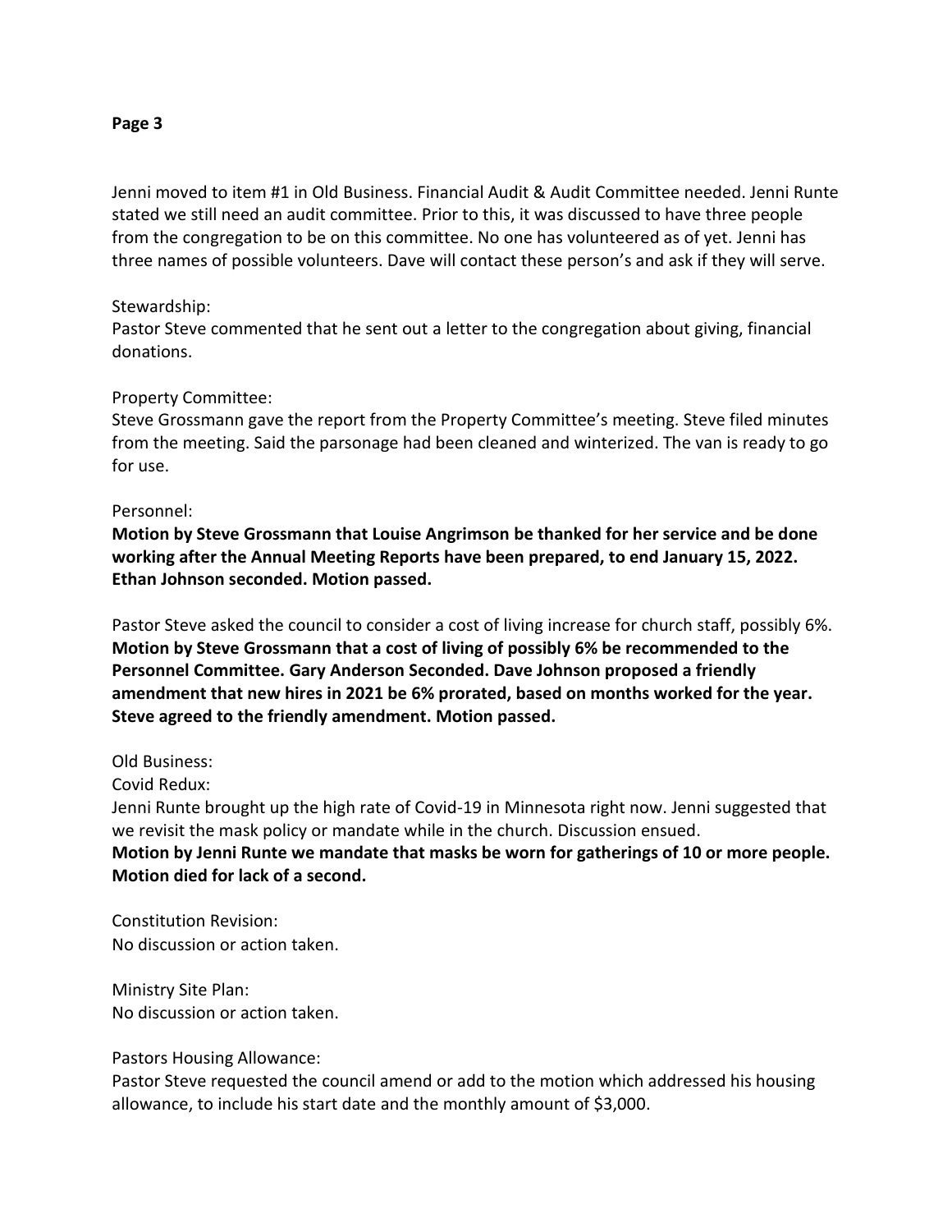Jenni moved to item #1 in Old Business. Financial Audit & Audit Committee needed. Jenni Runte stated we still need an audit committee. Prior to this, it was discussed to have three people from the congregation to be on this committee. No one has volunteered as of yet. Jenni has three names of possible volunteers. Dave will contact these person's and ask if they will serve.

Stewardship:
Pastor Steve commented that he sent out a letter to the congregation about giving, financial donations.

Property Committee:
Steve Grossmann gave the report from the Property Committee's meeting. Steve filed minutes from the meeting. Said the parsonage had been cleaned and winterized. The van is ready to go for use.

Personnel:
**Motion by Steve Grossmann that Louise Angrimson be thanked for her service and be done working after the Annual Meeting Reports have been prepared, to end January 15, 2022. Ethan Johnson seconded. Motion passed.**

Pastor Steve asked the council to consider a cost of living increase for church staff, possibly 6%. **Motion by Steve Grossmann that a cost of living of possibly 6% be recommended to the Personnel Committee. Gary Anderson Seconded. Dave Johnson proposed a friendly amendment that new hires in 2021 be 6% prorated, based on months worked for the year. Steve agreed to the friendly amendment. Motion passed.**

Old Business:
Covid Redux:
Jenni Runte brought up the high rate of Covid-19 in Minnesota right now. Jenni suggested that we revisit the mask policy or mandate while in the church. Discussion ensued.
**Motion by Jenni Runte we mandate that masks be worn for gatherings of 10 or more people. Motion died for lack of a second.**

Constitution Revision:
No discussion or action taken.

Ministry Site Plan:
No discussion or action taken.

Pastors Housing Allowance:
Pastor Steve requested the council amend or add to the motion which addressed his housing allowance, to include his start date and the monthly amount of $3,000.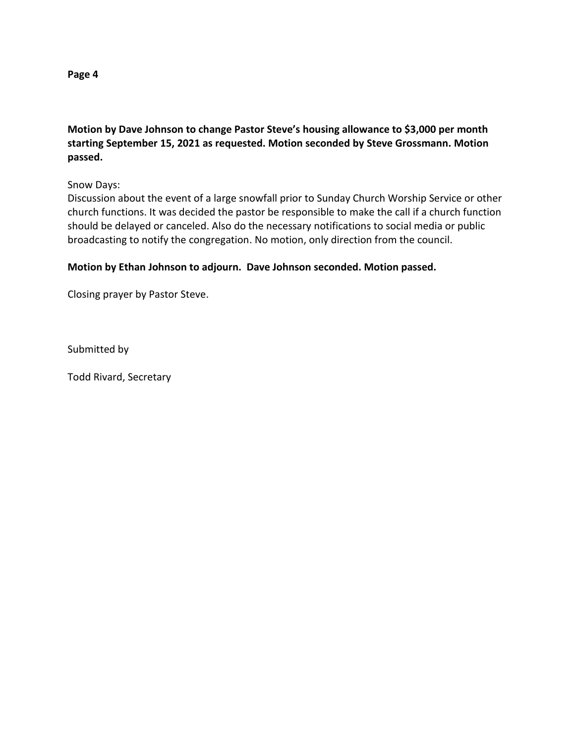**Motion by Dave Johnson to change Pastor Steve's housing allowance to $3,000 per month starting September 15, 2021 as requested. Motion seconded by Steve Grossmann. Motion passed.**

Snow Days:
Discussion about the event of a large snowfall prior to Sunday Church Worship Service or other church functions. It was decided the pastor be responsible to make the call if a church function should be delayed or canceled. Also do the necessary notifications to social media or public broadcasting to notify the congregation. No motion, only direction from the council.

**Motion by Ethan Johnson to adjourn. Dave Johnson seconded. Motion passed.**

Closing prayer by Pastor Steve.

Submitted by

Todd Rivard, Secretary